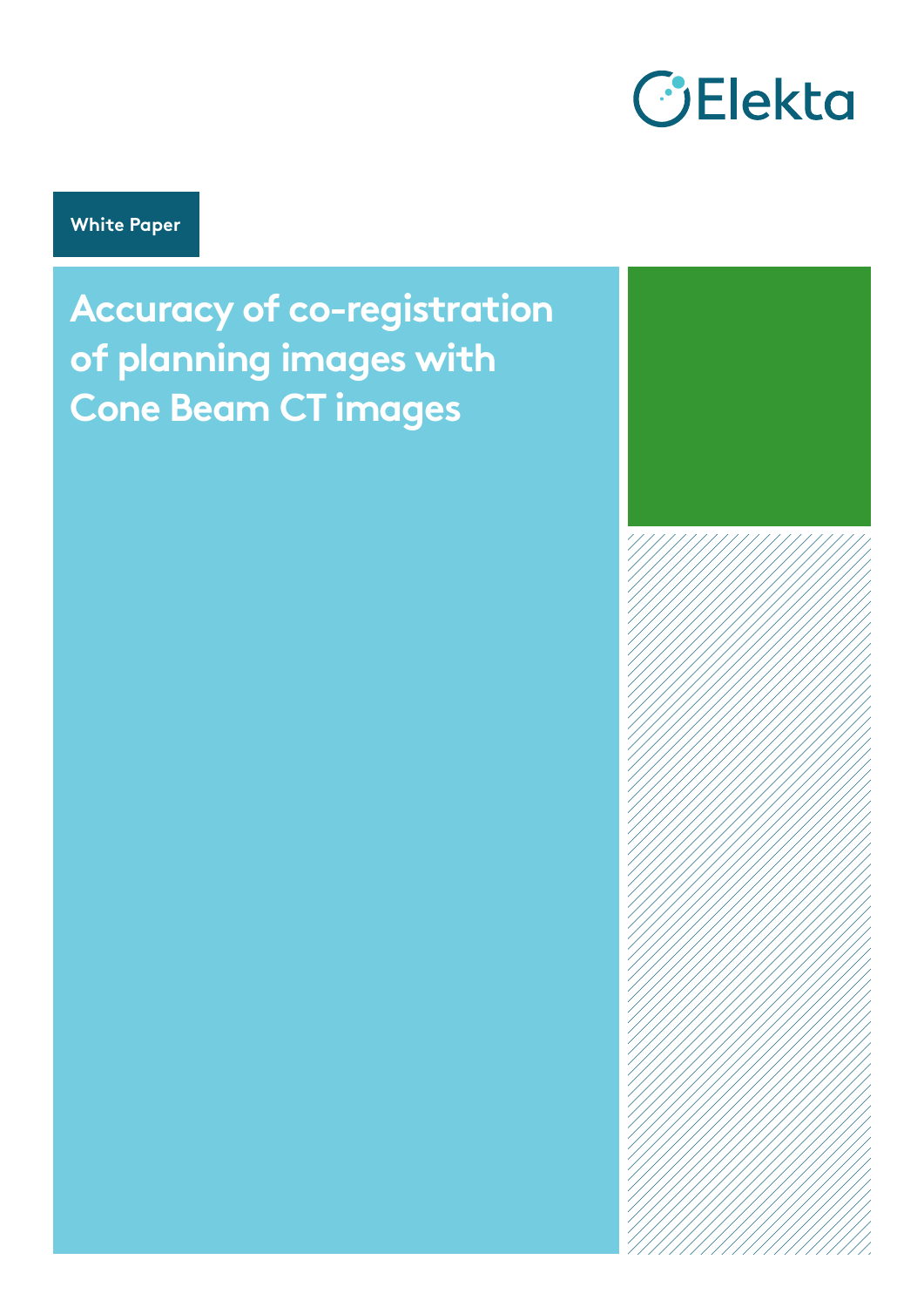Elekta

White Paper

# Accuracy of co-registration of planning images with Cone Beam CT images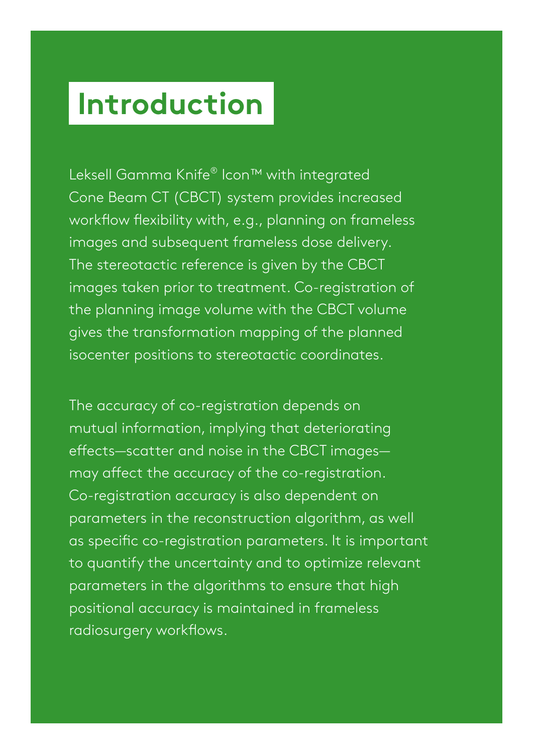# Introduction

Leksell Gamma Knife® Icon™ with integrated Cone Beam CT (CBCT) system provides increased workflow flexibility with, e.g., planning on frameless images and subsequent frameless dose delivery. The stereotactic reference is given by the CBCT images taken prior to treatment. Co-registration of the planning image volume with the CBCT volume gives the transformation mapping of the planned isocenter positions to stereotactic coordinates.

The accuracy of co-registration depends on mutual information, implying that deteriorating effects—scatter and noise in the CBCT images—may affect the accuracy of the co-registration. Co-registration accuracy is also dependent on parameters in the reconstruction algorithm, as well as specific co-registration parameters. It is important to quantify the uncertainty and to optimize relevant parameters in the algorithms to ensure that high positional accuracy is maintained in frameless radiosurgery workflows.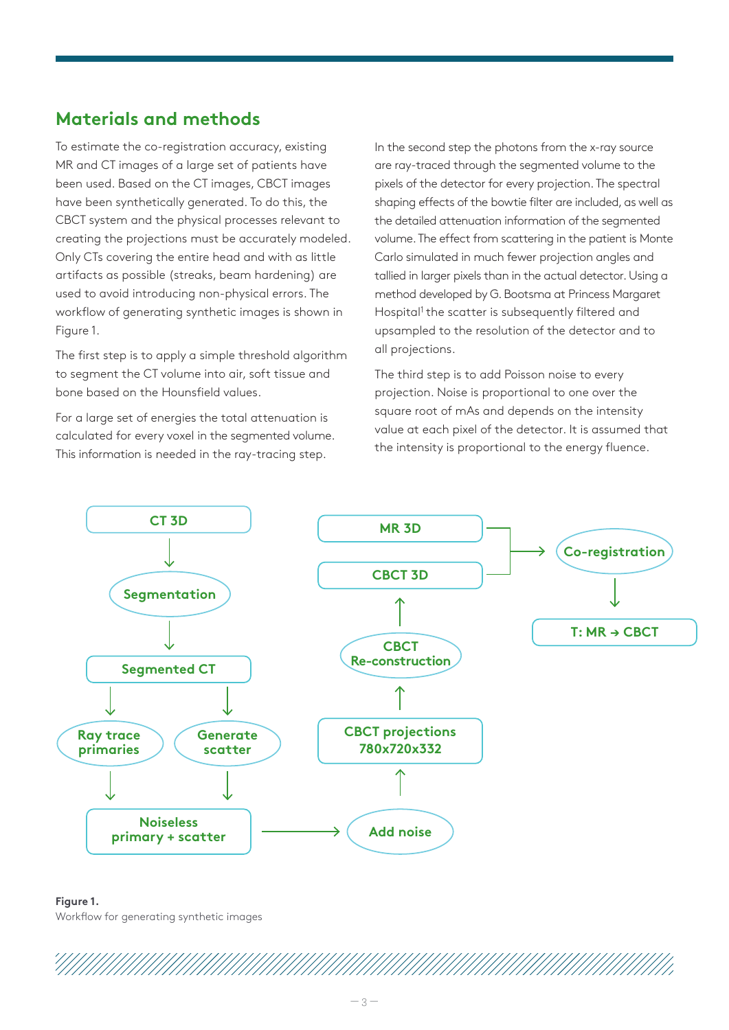## Materials and methods

To estimate the co-registration accuracy, existing MR and CT images of a large set of patients have been used. Based on the CT images, CBCT images have been synthetically generated. To do this, the CBCT system and the physical processes relevant to creating the projections must be accurately modeled. Only CTs covering the entire head and with as little artifacts as possible (streaks, beam hardening) are used to avoid introducing non-physical errors. The workflow of generating synthetic images is shown in Figure 1.

The first step is to apply a simple threshold algorithm to segment the CT volume into air, soft tissue and bone based on the Hounsfield values.

For a large set of energies the total attenuation is calculated for every voxel in the segmented volume. This information is needed in the ray-tracing step.

In the second step the photons from the x-ray source are ray-traced through the segmented volume to the pixels of the detector for every projection. The spectral shaping effects of the bowtie filter are included, as well as the detailed attenuation information of the segmented volume. The effect from scattering in the patient is Monte Carlo simulated in much fewer projection angles and tallied in larger pixels than in the actual detector. Using a method developed by G. Bootsma at Princess Margaret Hospital[1] the scatter is subsequently filtered and upsampled to the resolution of the detector and to all projections.

The third step is to add Poisson noise to every projection. Noise is proportional to one over the square root of mAs and depends on the intensity value at each pixel of the detector. It is assumed that the intensity is proportional to the energy fluence.

CT 3D → Segmentation → Segmented CT → Ray trace primaries / Generate scatter → Noiseless primary + scatter → Add noise → CBCT projections 780x720x332 → CBCT Re-construction → CBCT 3D

MR 3D + CBCT 3D → Co-registration → T: MR → CBCT

**Figure 1.**
Workflow for generating synthetic images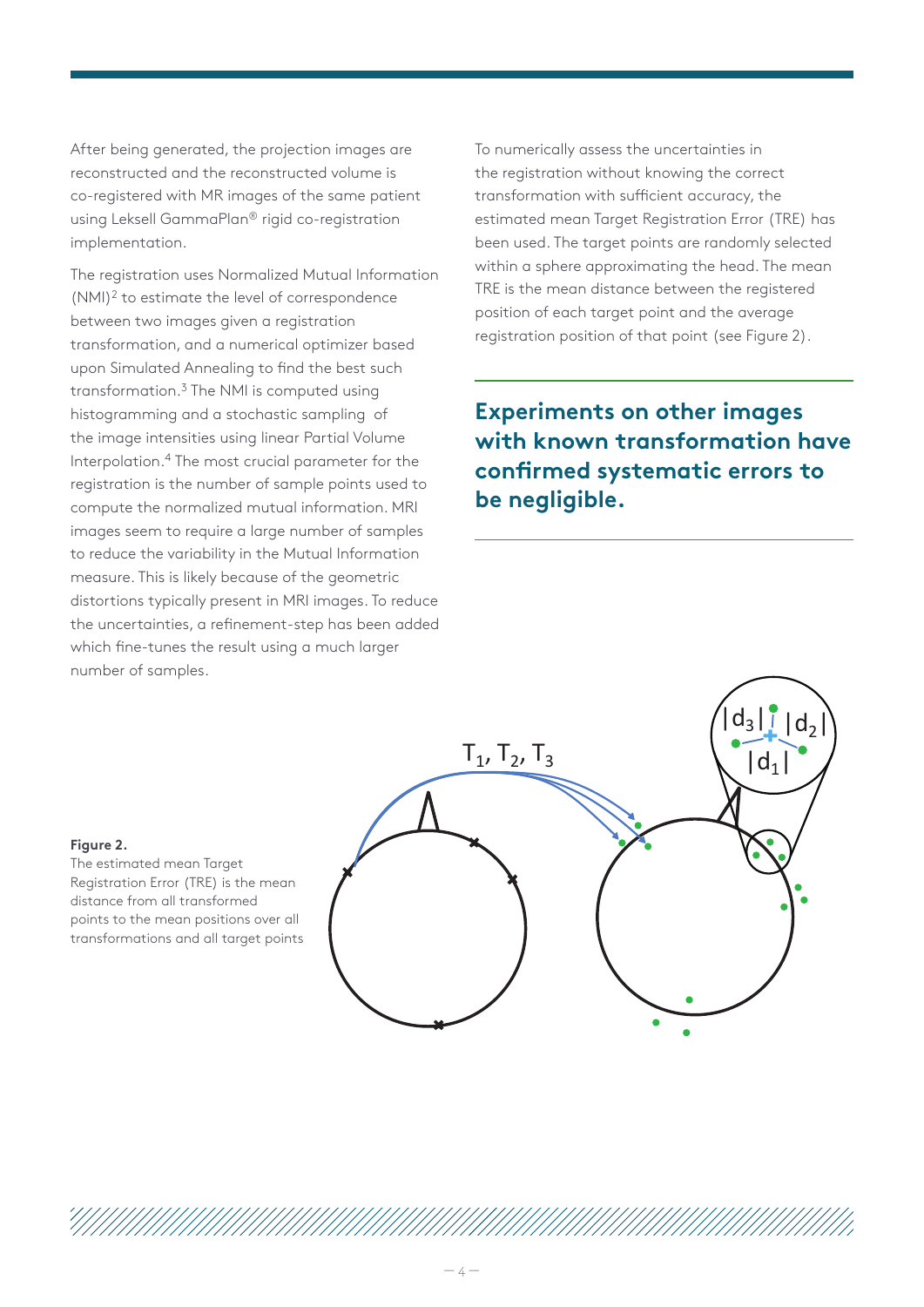After being generated, the projection images are reconstructed and the reconstructed volume is co-registered with MR images of the same patient using Leksell GammaPlan® rigid co-registration implementation.

The registration uses Normalized Mutual Information (NMI)[2] to estimate the level of correspondence between two images given a registration transformation, and a numerical optimizer based upon Simulated Annealing to find the best such transformation.[3] The NMI is computed using histogramming and a stochastic sampling of the image intensities using linear Partial Volume Interpolation.[4] The most crucial parameter for the registration is the number of sample points used to compute the normalized mutual information. MRI images seem to require a large number of samples to reduce the variability in the Mutual Information measure. This is likely because of the geometric distortions typically present in MRI images. To reduce the uncertainties, a refinement-step has been added which fine-tunes the result using a much larger number of samples.

To numerically assess the uncertainties in the registration without knowing the correct transformation with sufficient accuracy, the estimated mean Target Registration Error (TRE) has been used. The target points are randomly selected within a sphere approximating the head. The mean TRE is the mean distance between the registered position of each target point and the average registration position of that point (see Figure 2).

**Experiments on other images with known transformation have confirmed systematic errors to be negligible.**

**Figure 2.**
The estimated mean Target Registration Error (TRE) is the mean distance from all transformed points to the mean positions over all transformations and all target points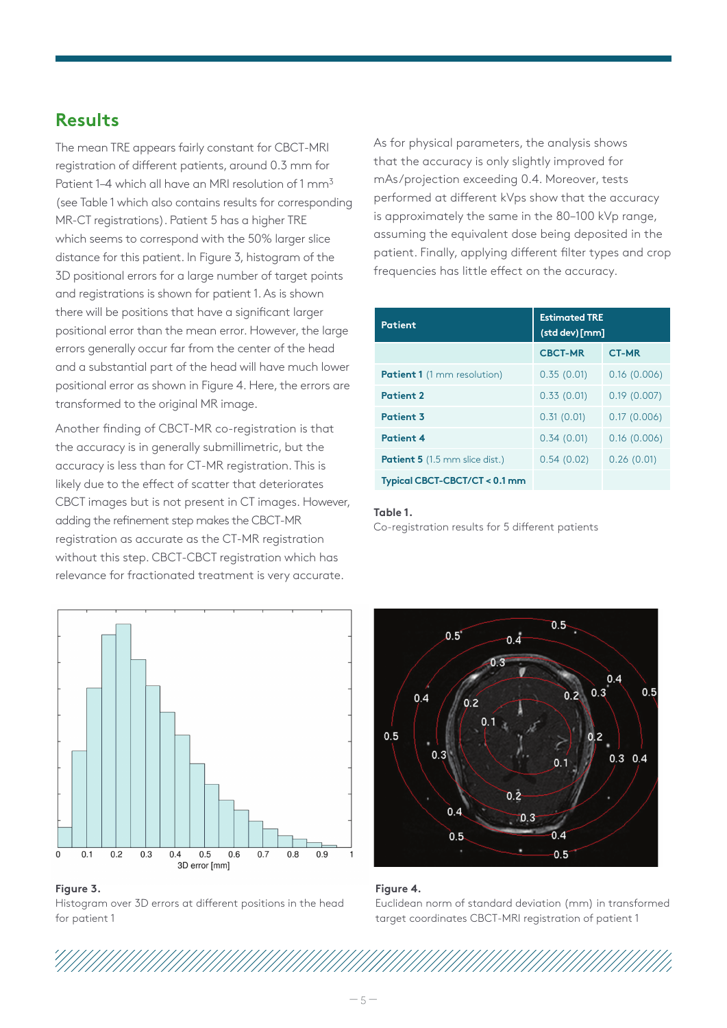## Results

The mean TRE appears fairly constant for CBCT-MRI registration of different patients, around 0.3 mm for Patient 1–4 which all have an MRI resolution of 1 $mm^3$ (see Table 1 which also contains results for corresponding MR-CT registrations). Patient 5 has a higher TRE which seems to correspond with the 50% larger slice distance for this patient. In Figure 3, histogram of the 3D positional errors for a large number of target points and registrations is shown for patient 1. As is shown there will be positions that have a significant larger positional error than the mean error. However, the large errors generally occur far from the center of the head and a substantial part of the head will have much lower positional error as shown in Figure 4. Here, the errors are transformed to the original MR image.

Another finding of CBCT-MR co-registration is that the accuracy is in generally submillimetric, but the accuracy is less than for CT-MR registration. This is likely due to the effect of scatter that deteriorates CBCT images but is not present in CT images. However, adding the refinement step makes the CBCT-MR registration as accurate as the CT-MR registration without this step. CBCT-CBCT registration which has relevance for fractionated treatment is very accurate.

As for physical parameters, the analysis shows that the accuracy is only slightly improved for mAs/projection exceeding 0.4. Moreover, tests performed at different kVps show that the accuracy is approximately the same in the 80–100 kVp range, assuming the equivalent dose being deposited in the patient. Finally, applying different filter types and crop frequencies has little effect on the accuracy.

| Patient | Estimated TRE (std dev) [mm] | |
|---|---|---|
| | CBCT-MR | CT-MR |
| **Patient 1** (1 mm resolution) | 0.35 (0.01) | 0.16 (0.006) |
| **Patient 2** | 0.33 (0.01) | 0.19 (0.007) |
| **Patient 3** | 0.31 (0.01) | 0.17 (0.006) |
| **Patient 4** | 0.34 (0.01) | 0.16 (0.006) |
| **Patient 5** (1.5 mm slice dist.) | 0.54 (0.02) | 0.26 (0.01) |
| **Typical CBCT-CBCT/CT < 0.1 mm** | | |

**Table 1.**
Co-registration results for 5 different patients

**Figure 3.**
Histogram over 3D errors at different positions in the head for patient 1

**Figure 4.**
Euclidean norm of standard deviation (mm) in transformed target coordinates CBCT-MRI registration of patient 1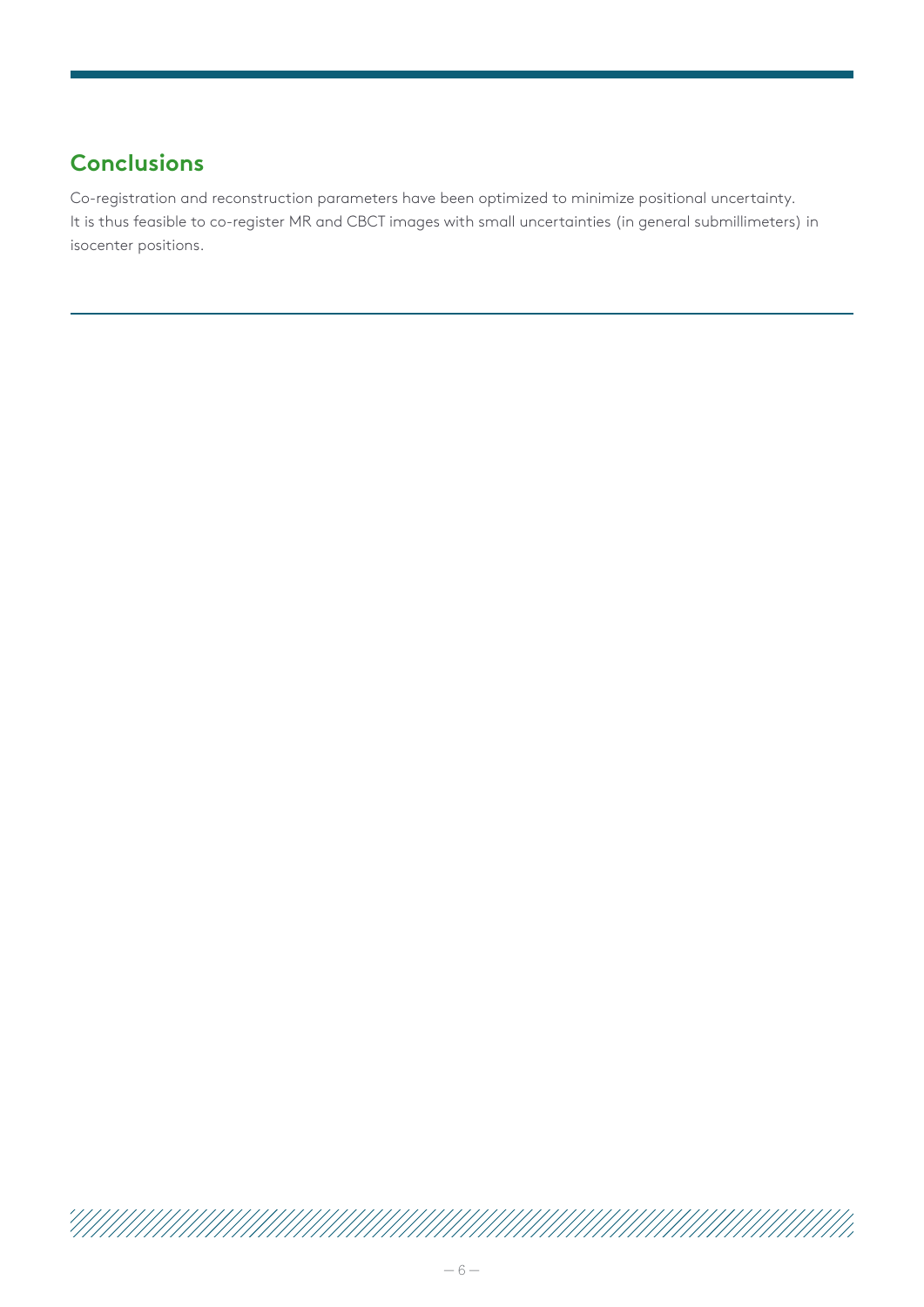## Conclusions

Co-registration and reconstruction parameters have been optimized to minimize positional uncertainty. It is thus feasible to co-register MR and CBCT images with small uncertainties (in general submillimeters) in isocenter positions.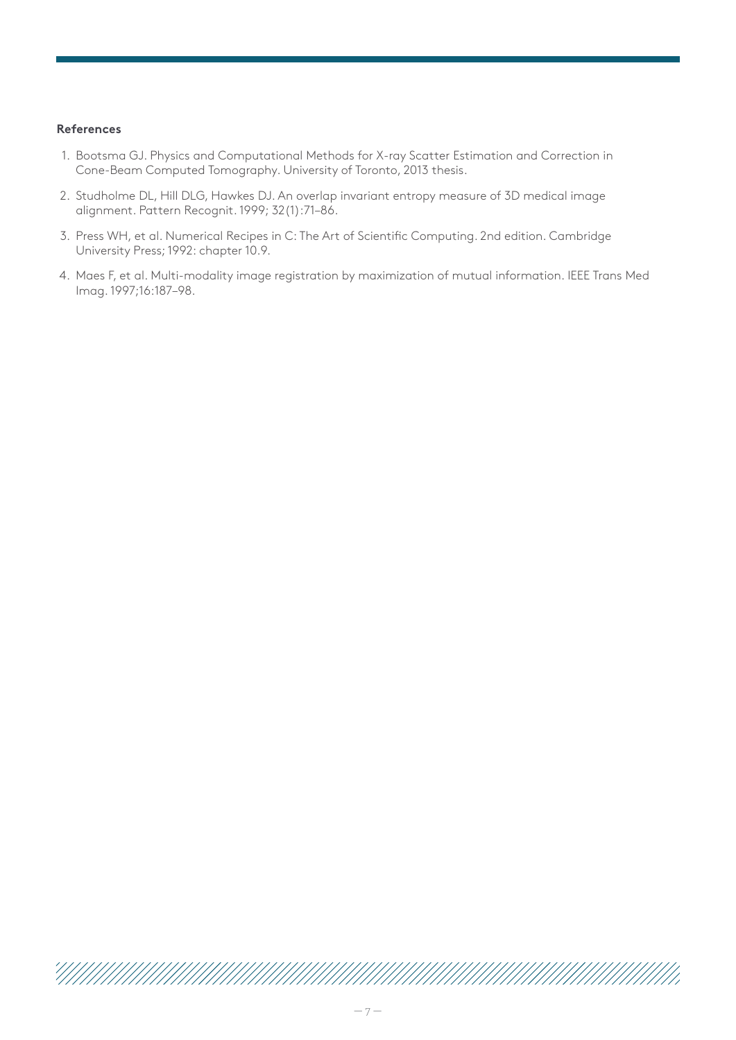**References**

1. Bootsma GJ. Physics and Computational Methods for X-ray Scatter Estimation and Correction in Cone-Beam Computed Tomography. University of Toronto, 2013 thesis.
2. Studholme DL, Hill DLG, Hawkes DJ. An overlap invariant entropy measure of 3D medical image alignment. Pattern Recognit. 1999; 32(1):71–86.
3. Press WH, et al. Numerical Recipes in C: The Art of Scientific Computing. 2nd edition. Cambridge University Press; 1992: chapter 10.9.
4. Maes F, et al. Multi-modality image registration by maximization of mutual information. IEEE Trans Med Imag. 1997;16:187–98.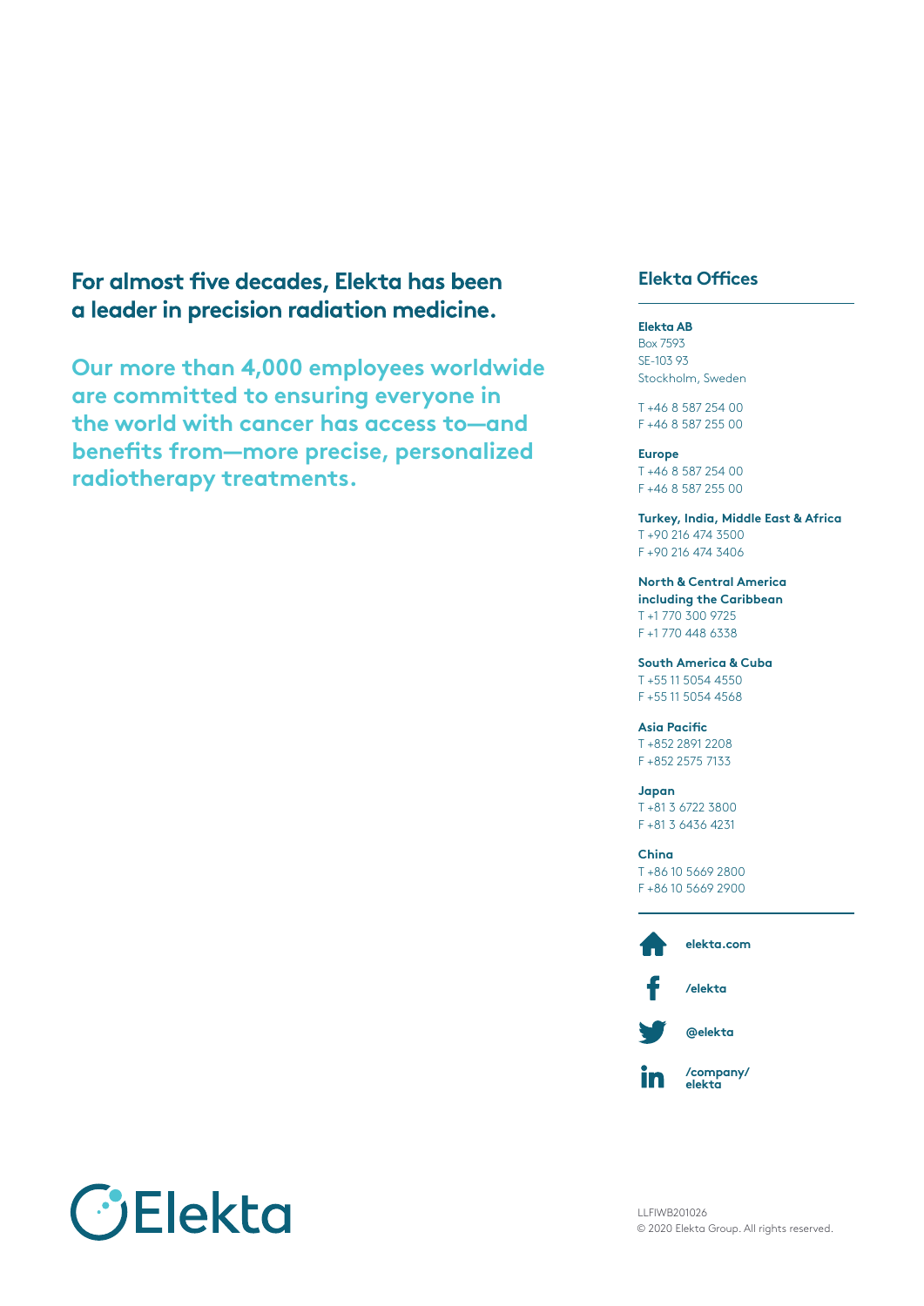**For almost five decades, Elekta has been a leader in precision radiation medicine.**

**Our more than 4,000 employees worldwide are committed to ensuring everyone in the world with cancer has access to—and benefits from—more precise, personalized radiotherapy treatments.**

## Elekta Offices

**Elekta AB**
Box 7593
SE-103 93
Stockholm, Sweden

T +46 8 587 254 00
F +46 8 587 255 00

**Europe**
T +46 8 587 254 00
F +46 8 587 255 00

**Turkey, India, Middle East & Africa**
T +90 216 474 3500
F +90 216 474 3406

**North & Central America including the Caribbean**
T +1 770 300 9725
F +1 770 448 6338

**South America & Cuba**
T +55 11 5054 4550
F +55 11 5054 4568

**Asia Pacific**
T +852 2891 2208
F +852 2575 7133

**Japan**
T +81 3 6722 3800
F +81 3 6436 4231

**China**
T +86 10 5669 2800
F +86 10 5669 2900

**elekta.com**

**/elekta**

**@elekta**

**/company/elekta**

Elekta

LLFIWB201026
© 2020 Elekta Group. All rights reserved.